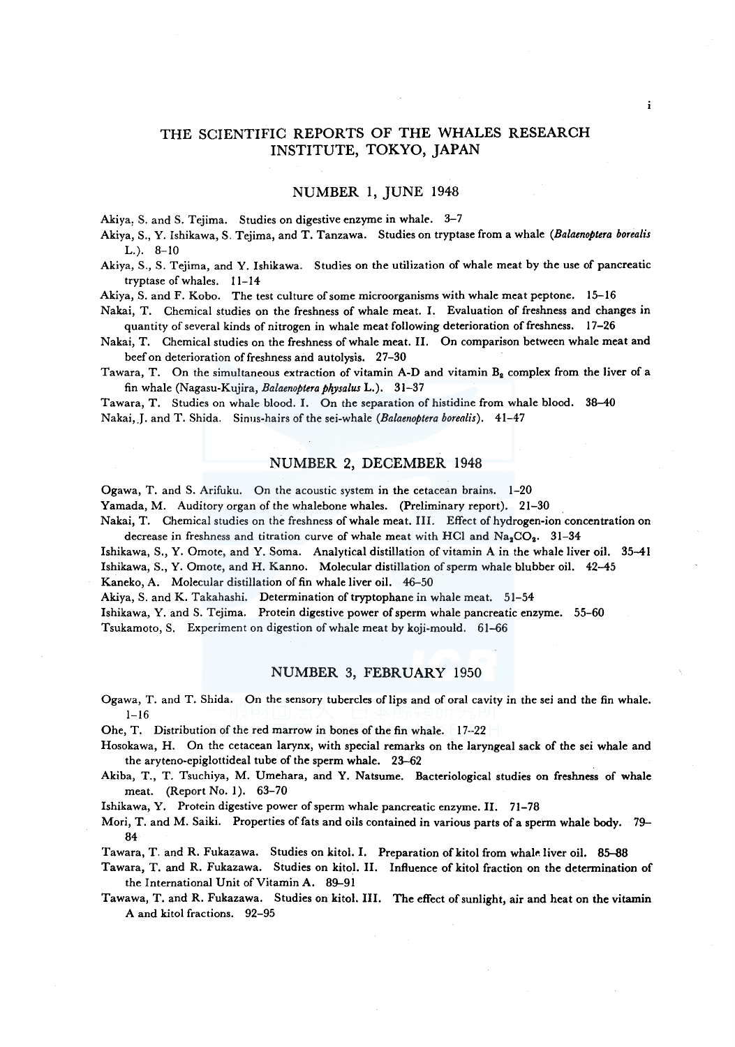# THE SCIENTIFIC REPORTS OF THE WHALES RESEARCH INSTITUTE, TOKYO, JAPAN

## NUMBER 1, JUNE 1948

Akiya, S. and S. Tejima. Studies on digestive enzyme in whale. 3–7

Akiya, S., Y. Ishikawa, S. Tejima, and T. Tanzawa. Studies on tryptase from a whale (*Balaenoptera borealis* L.). 8–10

Akiya, S., S. Tejima, and Y. Ishikawa. Studies on the utilization of whale meat by the use of pancreatic tryptase of whales. 11–14

Akiya, S. and F. Kobo. The test culture of some microorganisms with whale meat peptone. 15–16

Nakai, T. Chemical studies on the freshness of whale meat. I. Evaluation of freshness and changes in quantity of several kinds of nitrogen in whale meat following deterioration of freshness. 17–26

Nakai, T. Chemical studies on the freshness of whale meat. II. On comparison between whale meat and beef on deterioration of freshness and autolysis. 27–30

Tawara, T. On the simultaneous extraction of vitamin A-D and vitamin $B_2$ complex from the liver of a fin whale (Nagasu-Kujira, *Balaenoptera physalus* L.). 31–37

Tawara, T. Studies on whale blood. I. On the separation of histidine from whale blood. 38–40

Nakai, J. and T. Shida. Sinus-hairs of the sei-whale (*Balaenoptera borealis*). 41–47

## NUMBER 2, DECEMBER 1948

Ogawa, T. and S. Arifuku. On the acoustic system in the cetacean brains. 1–20

Yamada, M. Auditory organ of the whalebone whales. (Preliminary report). 21–30

Nakai, T. Chemical studies on the freshness of whale meat. III. Effect of hydrogen-ion concentration on decrease in freshness and titration curve of whale meat with HCl and $Na_2CO_3$. 31–34

Ishikawa, S., Y. Omote, and Y. Soma. Analytical distillation of vitamin A in the whale liver oil. 35–41

Ishikawa, S., Y. Omote, and H. Kanno. Molecular distillation of sperm whale blubber oil. 42–45

Kaneko, A. Molecular distillation of fin whale liver oil. 46–50

Akiya, S. and K. Takahashi. Determination of tryptophane in whale meat. 51–54

Ishikawa, Y. and S. Tejima. Protein digestive power of sperm whale pancreatic enzyme. 55–60

Tsukamoto, S. Experiment on digestion of whale meat by koji-mould. 61–66

## NUMBER 3, FEBRUARY 1950

Ogawa, T. and T. Shida. On the sensory tubercles of lips and of oral cavity in the sei and the fin whale. 1–16

Ohe, T. Distribution of the red marrow in bones of the fin whale. 17–22

Hosokawa, H. On the cetacean larynx, with special remarks on the laryngeal sack of the sei whale and the aryteno-epiglottideal tube of the sperm whale. 23–62

Akiba, T., T. Tsuchiya, M. Umehara, and Y. Natsume. Bacteriological studies on freshness of whale meat. (Report No. 1). 63–70

Ishikawa, Y. Protein digestive power of sperm whale pancreatic enzyme. II. 71–78

Mori, T. and M. Saiki. Properties of fats and oils contained in various parts of a sperm whale body. 79–84

Tawara, T. and R. Fukazawa. Studies on kitol. I. Preparation of kitol from whale liver oil. 85–88

Tawara, T. and R. Fukazawa. Studies on kitol. II. Influence of kitol fraction on the determination of the International Unit of Vitamin A. 89–91

Tawawa, T. and R. Fukazawa. Studies on kitol. III. The effect of sunlight, air and heat on the vitamin A and kitol fractions. 92–95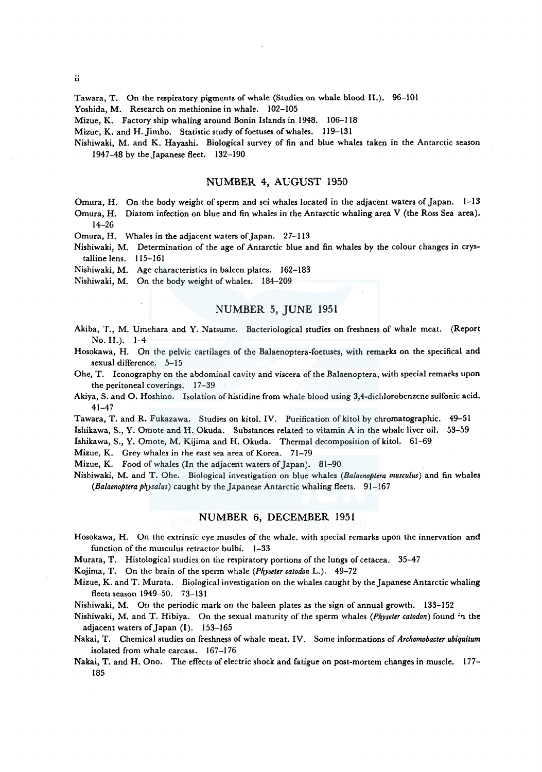Tawara, T. On the respiratory pigments of whale (Studies on whale blood II.). 96–101

Yoshida, M. Research on methionine in whale. 102–105

Mizue, K. Factory ship whaling around Bonin Islands in 1948. 106–118

Mizue, K. and H. Jimbo. Statistic study of foetuses of whales. 119–131

Nishiwaki, M. and K. Hayashi. Biological survey of fin and blue whales taken in the Antarctic season 1947–48 by the Japanese fleet. 132–190

## NUMBER 4, AUGUST 1950

Omura, H. On the body weight of sperm and sei whales located in the adjacent waters of Japan. 1–13

Omura, H. Diatom infection on blue and fin whales in the Antarctic whaling area V (the Ross Sea area). 14–26

Omura, H. Whales in the adjacent waters of Japan. 27–113

Nishiwaki, M. Determination of the age of Antarctic blue and fin whales by the colour changes in crystalline lens. 115–161

Nishiwaki, M. Age characteristics in baleen plates. 162–183

Nishiwaki, M. On the body weight of whales. 184–209

## NUMBER 5, JUNE 1951

Akiba, T., M. Umehara and Y. Natsume. Bacteriological studies on freshness of whale meat. (Report No. II.). 1–4

Hosokawa, H. On the pelvic cartilages of the Balaenoptera-foetuses, with remarks on the specifical and sexual difference. 5–15

Ohe, T. Iconography on the abdominal cavity and viscera of the Balaenoptera, with special remarks upon the peritoneal coverings. 17–39

Akiya, S. and O. Hoshino. Isolation of histidine from whale blood using 3,4-dichlorobenzene sulfonic acid. 41–47

Tawara, T. and R. Fukazawa. Studies on kitol. IV. Purification of kitol by chromatographic. 49–51

Ishikawa, S., Y. Omote and H. Okuda. Substances related to vitamin A in the whale liver oil. 53–59

Ishikawa, S., Y. Omote, M. Kijima and H. Okuda. Thermal decomposition of kitol. 61–69

Mizue, K. Grey whales in the east sea area of Korea. 71–79

Mizue, K. Food of whales (In the adjacent waters of Japan). 81–90

Nishiwaki, M. and T. Ohe. Biological investigation on blue whales (*Balaenoptera musculus*) and fin whales (*Balaenoptera physalus*) caught by the Japanese Antarctic whaling fleets. 91–167

## NUMBER 6, DECEMBER 1951

Hosokawa, H. On the extrinsic eye muscles of the whale, with special remarks upon the innervation and function of the musculus retractor bulbi. 1–33

Murata, T. Histological studies on the respiratory portions of the lungs of cetacea. 35–47

Kojima, T. On the brain of the sperm whale (*Physeter catodon* L.). 49–72

Mizue, K. and T. Murata. Biological investigation on the whales caught by the Japanese Antarctic whaling fleets season 1949–50. 73–131

Nishiwaki, M. On the periodic mark on the baleen plates as the sign of annual growth. 133–152

Nishiwaki, M. and T. Hibiya. On the sexual maturity of the sperm whales (*Physeter catodon*) found in the adjacent waters of Japan (I). 153–165

Nakai, T. Chemical studies on freshness of whale meat. IV. Some informations of *Archomobacter ubiquitum* isolated from whale carcass. 167–176

Nakai, T. and H. Ono. The effects of electric shock and fatigue on post-mortem changes in muscle. 177–185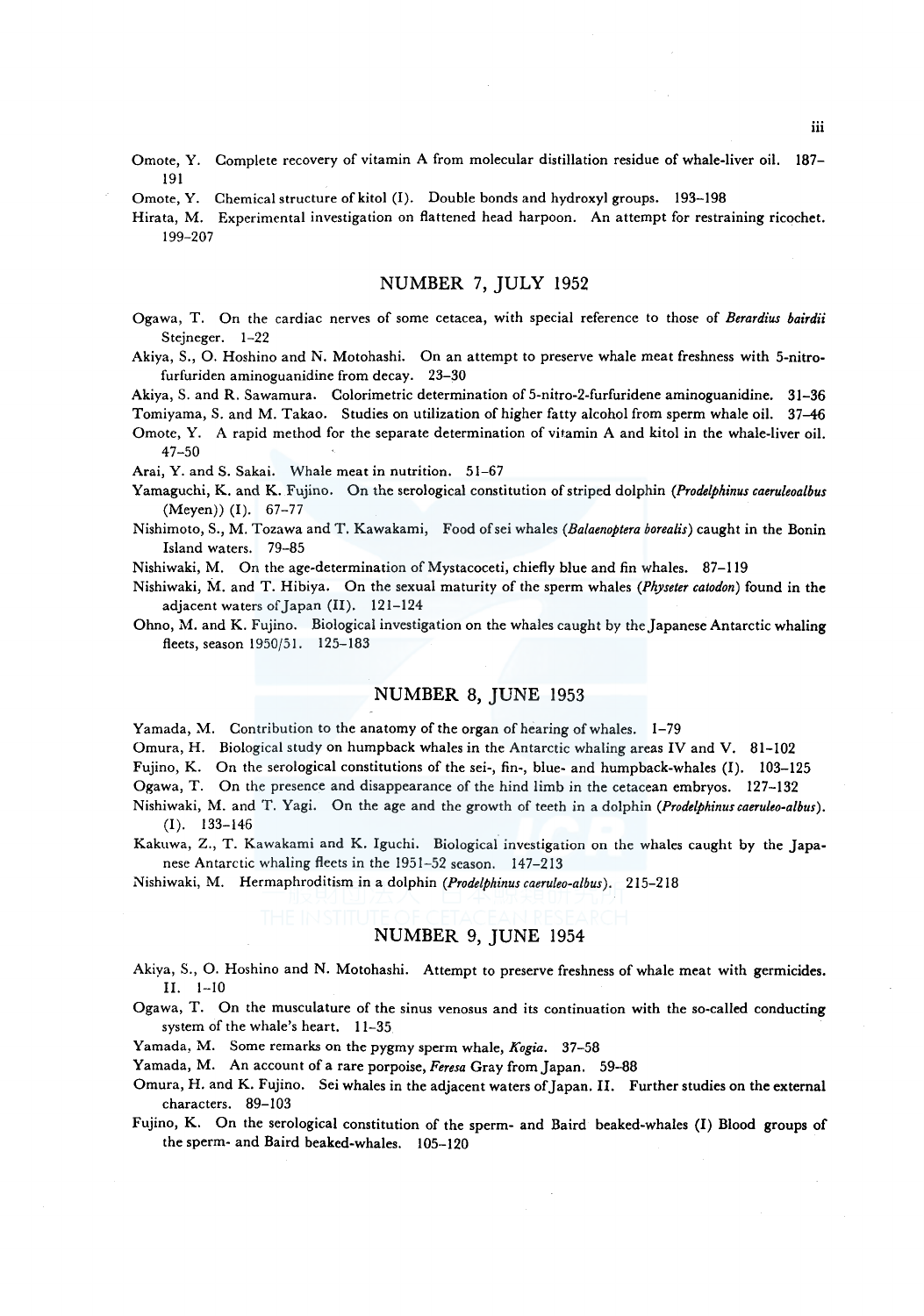Omote, Y. Complete recovery of vitamin A from molecular distillation residue of whale-liver oil. 187–191

Omote, Y. Chemical structure of kitol (I). Double bonds and hydroxyl groups. 193–198

Hirata, M. Experimental investigation on flattened head harpoon. An attempt for restraining ricochet. 199–207

## NUMBER 7, JULY 1952

Ogawa, T. On the cardiac nerves of some cetacea, with special reference to those of *Berardius bairdii* Stejneger. 1–22

Akiya, S., O. Hoshino and N. Motohashi. On an attempt to preserve whale meat freshness with 5-nitro-furfuriden aminoguanidine from decay. 23–30

Akiya, S. and R. Sawamura. Colorimetric determination of 5-nitro-2-furfuridene aminoguanidine. 31–36

Tomiyama, S. and M. Takao. Studies on utilization of higher fatty alcohol from sperm whale oil. 37–46

Omote, Y. A rapid method for the separate determination of vitamin A and kitol in the whale-liver oil. 47–50

Arai, Y. and S. Sakai. Whale meat in nutrition. 51–67

Yamaguchi, K. and K. Fujino. On the serological constitution of striped dolphin (*Prodelphinus caeruleoalbus* (Meyen)) (I). 67–77

Nishimoto, S., M. Tozawa and T. Kawakami, Food of sei whales (*Balaenoptera borealis*) caught in the Bonin Island waters. 79–85

Nishiwaki, M. On the age-determination of Mystacoceti, chiefly blue and fin whales. 87–119

Nishiwaki, M. and T. Hibiya. On the sexual maturity of the sperm whales (*Physeter catodon*) found in the adjacent waters of Japan (II). 121–124

Ohno, M. and K. Fujino. Biological investigation on the whales caught by the Japanese Antarctic whaling fleets, season 1950/51. 125–183

## NUMBER 8, JUNE 1953

Yamada, M. Contribution to the anatomy of the organ of hearing of whales. 1–79

Omura, H. Biological study on humpback whales in the Antarctic whaling areas IV and V. 81–102

Fujino, K. On the serological constitutions of the sei-, fin-, blue- and humpback-whales (I). 103–125

Ogawa, T. On the presence and disappearance of the hind limb in the cetacean embryos. 127–132

Nishiwaki, M. and T. Yagi. On the age and the growth of teeth in a dolphin (*Prodelphinus caeruleo-albus*). (I). 133–146

Kakuwa, Z., T. Kawakami and K. Iguchi. Biological investigation on the whales caught by the Japanese Antarctic whaling fleets in the 1951–52 season. 147–213

Nishiwaki, M. Hermaphroditism in a dolphin (*Prodelphinus caeruleo-albus*). 215–218

## NUMBER 9, JUNE 1954

Akiya, S., O. Hoshino and N. Motohashi. Attempt to preserve freshness of whale meat with germicides. II. 1–10

Ogawa, T. On the musculature of the sinus venosus and its continuation with the so-called conducting system of the whale's heart. 11–35

Yamada, M. Some remarks on the pygmy sperm whale, *Kogia*. 37–58

Yamada, M. An account of a rare porpoise, *Feresa* Gray from Japan. 59–88

Omura, H. and K. Fujino. Sei whales in the adjacent waters of Japan. II. Further studies on the external characters. 89–103

Fujino, K. On the serological constitution of the sperm- and Baird beaked-whales (I) Blood groups of the sperm- and Baird beaked-whales. 105–120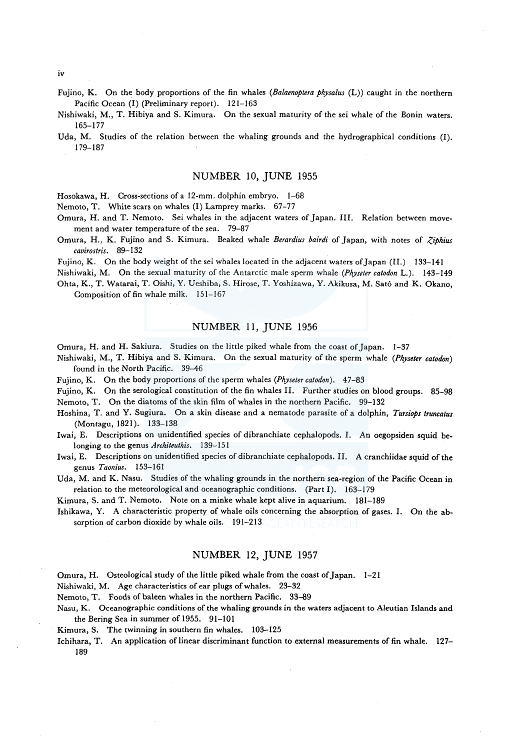Fujino, K. On the body proportions of the fin whales (*Balaenoptera physalus* (L)) caught in the northern Pacific Ocean (I) (Preliminary report). 121–163

Nishiwaki, M., T. Hibiya and S. Kimura. On the sexual maturity of the sei whale of the Bonin waters. 165–177

Uda, M. Studies of the relation between the whaling grounds and the hydrographical conditions (I). 179–187

## NUMBER 10, JUNE 1955

Hosokawa, H. Cross-sections of a 12-mm. dolphin embryo. 1–68

Nemoto, T. White scars on whales (I) Lamprey marks. 67–77

Omura, H. and T. Nemoto. Sei whales in the adjacent waters of Japan. III. Relation between movement and water temperature of the sea. 79–87

Omura, H., K. Fujino and S. Kimura. Beaked whale *Berardius bairdi* of Japan, with notes of *Ziphius cavirostris*. 89–132

Fujino, K. On the body weight of the sei whales located in the adjacent waters of Japan (II.) 133–141

Nishiwaki, M. On the sexual maturity of the Antarctic male sperm whale (*Physeter catodon* L.). 143–149

Ohta, K., T. Watarai, T. Oishi, Y. Ueshiba, S. Hirose, T. Yoshizawa, Y. Akikusa, M. Satô and K. Okano, Composition of fin whale milk. 151–167

## NUMBER 11, JUNE 1956

Omura, H. and H. Sakiura. Studies on the little piked whale from the coast of Japan. 1–37

Nishiwaki, M., T. Hibiya and S. Kimura. On the sexual maturity of the sperm whale (*Physeter catodon*) found in the North Pacific. 39–46

Fujino, K. On the body proportions of the sperm whales (*Physeter catodon*). 47–83

Fujino, K. On the serological constitution of the fin whales II. Further studies on blood groups. 85–98

Nemoto, T. On the diatoms of the skin film of whales in the northern Pacific. 99–132

Hoshina, T. and Y. Sugiura. On a skin disease and a nematode parasite of a dolphin, *Tursiops truncatus* (Montagu, 1821). 133–138

Iwai, E. Descriptions on unidentified species of dibranchiate cephalopods. I. An oegopsiden squid belonging to the genus *Architeuthis*. 139–151

Iwai, E. Descriptions on unidentified species of dibranchiate cephalopods. II. A cranchiidae squid of the genus *Taonius*. 153–161

Uda, M. and K. Nasu. Studies of the whaling grounds in the northern sea-region of the Pacific Ocean in relation to the meteorological and oceanographic conditions. (Part I). 163–179

Kimura, S. and T. Nemoto. Note on a minke whale kept alive in aquarium. 181–189

Ishikawa, Y. A characteristic property of whale oils concerning the absorption of gases. I. On the absorption of carbon dioxide by whale oils. 191–213

## NUMBER 12, JUNE 1957

Omura, H. Osteological study of the little piked whale from the coast of Japan. 1–21

Nishiwaki, M. Age characteristics of ear plugs of whales. 23–32

Nemoto, T. Foods of baleen whales in the northern Pacific. 33–89

Nasu, K. Oceanographic conditions of the whaling grounds in the waters adjacent to Aleutian Islands and the Bering Sea in summer of 1955. 91–101

Kimura, S. The twinning in southern fin whales. 103–125

Ichihara, T. An application of linear discriminant function to external measurements of fin whale. 127–189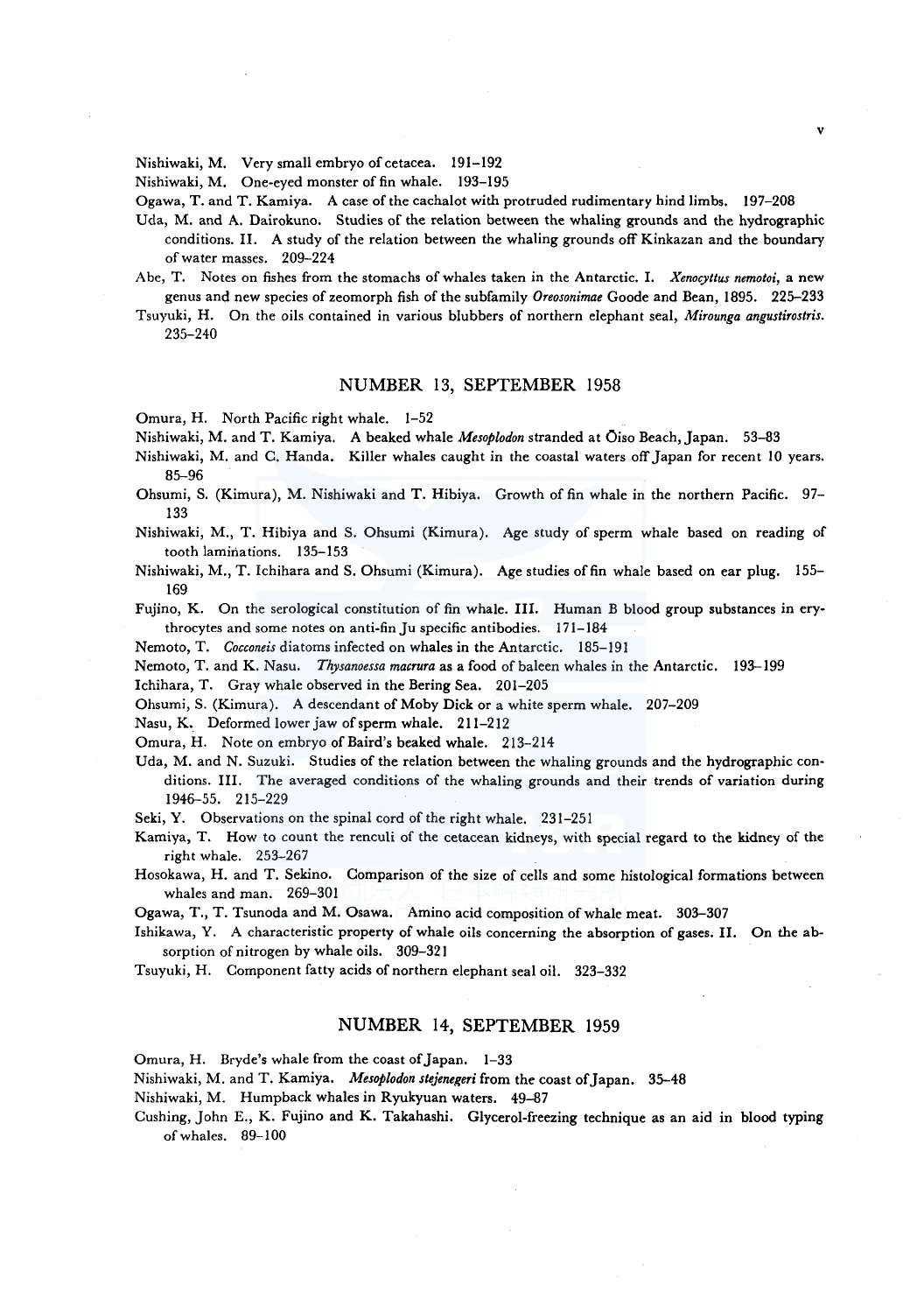Nishiwaki, M. Very small embryo of cetacea. 191–192

Nishiwaki, M. One-eyed monster of fin whale. 193–195

Ogawa, T. and T. Kamiya. A case of the cachalot with protruded rudimentary hind limbs. 197–208

Uda, M. and A. Dairokuno. Studies of the relation between the whaling grounds and the hydrographic conditions. II. A study of the relation between the whaling grounds off Kinkazan and the boundary of water masses. 209–224

Abe, T. Notes on fishes from the stomachs of whales taken in the Antarctic. I. *Xenocyttus nemotoi*, a new genus and new species of zeomorph fish of the subfamily *Oreosonimae* Goode and Bean, 1895. 225–233

Tsuyuki, H. On the oils contained in various blubbers of northern elephant seal, *Mirounga angustirostris*. 235–240

## NUMBER 13, SEPTEMBER 1958

Omura, H. North Pacific right whale. 1–52

Nishiwaki, M. and T. Kamiya. A beaked whale *Mesoplodon* stranded at Ōiso Beach, Japan. 53–83

Nishiwaki, M. and C. Handa. Killer whales caught in the coastal waters off Japan for recent 10 years. 85–96

Ohsumi, S. (Kimura), M. Nishiwaki and T. Hibiya. Growth of fin whale in the northern Pacific. 97–133

Nishiwaki, M., T. Hibiya and S. Ohsumi (Kimura). Age study of sperm whale based on reading of tooth laminations. 135–153

Nishiwaki, M., T. Ichihara and S. Ohsumi (Kimura). Age studies of fin whale based on ear plug. 155–169

Fujino, K. On the serological constitution of fin whale. III. Human B blood group substances in erythrocytes and some notes on anti-fin Ju specific antibodies. 171–184

Nemoto, T. *Cocconeis* diatoms infected on whales in the Antarctic. 185–191

Nemoto, T. and K. Nasu. *Thysanoessa macrura* as a food of baleen whales in the Antarctic. 193–199

Ichihara, T. Gray whale observed in the Bering Sea. 201–205

Ohsumi, S. (Kimura). A descendant of Moby Dick or a white sperm whale. 207–209

Nasu, K. Deformed lower jaw of sperm whale. 211–212

Omura, H. Note on embryo of Baird's beaked whale. 213–214

Uda, M. and N. Suzuki. Studies of the relation between the whaling grounds and the hydrographic conditions. III. The averaged conditions of the whaling grounds and their trends of variation during 1946–55. 215–229

Seki, Y. Observations on the spinal cord of the right whale. 231–251

Kamiya, T. How to count the renculi of the cetacean kidneys, with special regard to the kidney of the right whale. 253–267

Hosokawa, H. and T. Sekino. Comparison of the size of cells and some histological formations between whales and man. 269–301

Ogawa, T., T. Tsunoda and M. Osawa. Amino acid composition of whale meat. 303–307

Ishikawa, Y. A characteristic property of whale oils concerning the absorption of gases. II. On the absorption of nitrogen by whale oils. 309–321

Tsuyuki, H. Component fatty acids of northern elephant seal oil. 323–332

## NUMBER 14, SEPTEMBER 1959

Omura, H. Bryde's whale from the coast of Japan. 1–33

Nishiwaki, M. and T. Kamiya. *Mesoplodon stejenegeri* from the coast of Japan. 35–48

Nishiwaki, M. Humpback whales in Ryukyuan waters. 49–87

Cushing, John E., K. Fujino and K. Takahashi. Glycerol-freezing technique as an aid in blood typing of whales. 89–100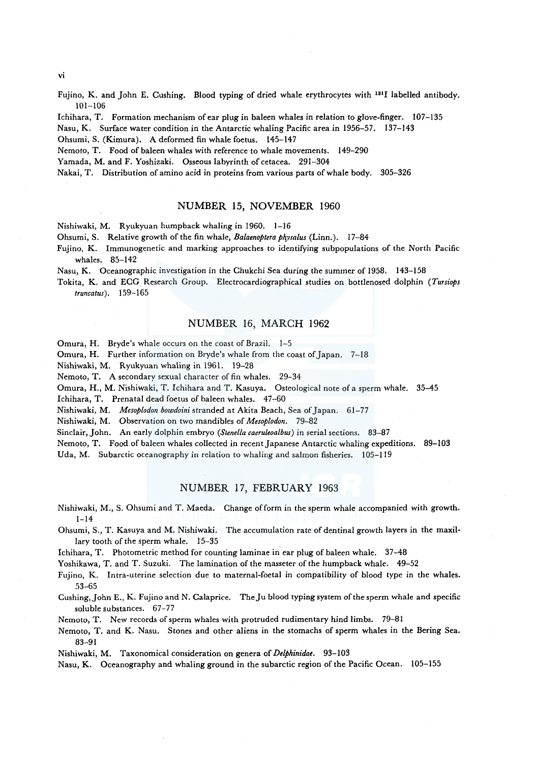Fujino, K. and John E. Cushing. Blood typing of dried whale erythrocytes with $^{131}I$ labelled antibody. 101–106

Ichihara, T. Formation mechanism of ear plug in baleen whales in relation to glove-finger. 107–135

Nasu, K. Surface water condition in the Antarctic whaling Pacific area in 1956–57. 137–143

Ohsumi, S. (Kimura). A deformed fin whale foetus. 145–147

Nemoto, T. Food of baleen whales with reference to whale movements. 149–290

Yamada, M. and F. Yoshizaki. Osseous labyrinth of cetacea. 291–304

Nakai, T. Distribution of amino acid in proteins from various parts of whale body. 305–326

## NUMBER 15, NOVEMBER 1960

Nishiwaki, M. Ryukyuan humpback whaling in 1960. 1–16

Ohsumi, S. Relative growth of the fin whale, *Balaenoptera physalus* (Linn.). 17–84

Fujino, K. Immunogenetic and marking approaches to identifying subpopulations of the North Pacific whales. 85–142

Nasu, K. Oceanographic investigation in the Chukchi Sea during the summer of 1958. 143–158

Tokita, K. and ECG Research Group. Electrocardiographical studies on bottlenosed dolphin (*Tursiops truncatus*). 159–165

## NUMBER 16, MARCH 1962

Omura, H. Bryde's whale occurs on the coast of Brazil. 1–5

Omura, H. Further information on Bryde's whale from the coast of Japan. 7–18

Nishiwaki, M. Ryukyuan whaling in 1961. 19–28

Nemoto, T. A secondary sexual character of fin whales. 29–34

Omura, H., M. Nishiwaki, T. Ichihara and T. Kasuya. Osteological note of a sperm whale. 35–45

Ichihara, T. Prenatal dead foetus of baleen whales. 47–60

Nishiwaki, M. *Mesoplodon bowdoini* stranded at Akita Beach, Sea of Japan. 61–77

Nishiwaki, M. Observation on two mandibles of *Mesoplodon*. 79–82

Sinclair, John. An early dolphin embryo (*Stenella caeruleoalbus*) in serial sections. 83–87

Nemoto, T. Food of baleen whales collected in recent Japanese Antarctic whaling expeditions. 89–103

Uda, M. Subarctic oceanography in relation to whaling and salmon fisheries. 105–119

## NUMBER 17, FEBRUARY 1963

Nishiwaki, M., S. Ohsumi and T. Maeda. Change of form in the sperm whale accompanied with growth. 1–14

Ohsumi, S., T. Kasuya and M. Nishiwaki. The accumulation rate of dentinal growth layers in the maxillary tooth of the sperm whale. 15–35

Ichihara, T. Photometric method for counting laminae in ear plug of baleen whale. 37–48

Yoshikawa, T. and T. Suzuki. The lamination of the masseter of the humpback whale. 49–52

Fujino, K. Intra-uterine selection due to maternal-foetal in compatibility of blood type in the whales. 53–65

Cushing, John E., K. Fujino and N. Calaprice. The Ju blood typing system of the sperm whale and specific soluble substances. 67–77

Nemoto, T. New records of sperm whales with protruded rudimentary hind limbs. 79–81

Nemoto, T. and K. Nasu. Stones and other aliens in the stomachs of sperm whales in the Bering Sea. 83–91

Nishiwaki, M. Taxonomical consideration on genera of *Delphinidae*. 93–103

Nasu, K. Oceanography and whaling ground in the subarctic region of the Pacific Ocean. 105–155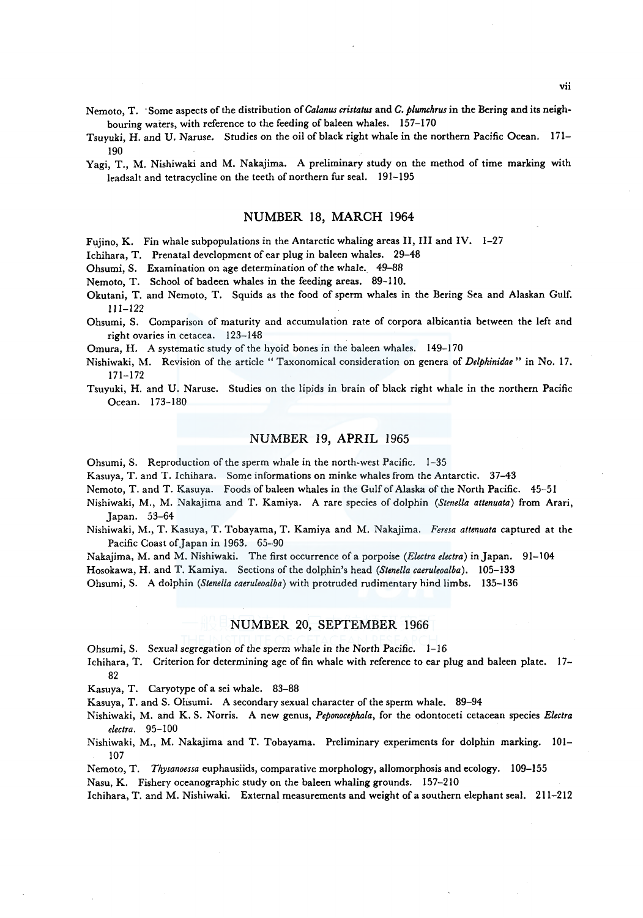Nemoto, T. Some aspects of the distribution of *Calanus cristatus* and *C. plumchrus* in the Bering and its neighbouring waters, with reference to the feeding of baleen whales. 157–170

Tsuyuki, H. and U. Naruse. Studies on the oil of black right whale in the northern Pacific Ocean. 171–190

Yagi, T., M. Nishiwaki and M. Nakajima. A preliminary study on the method of time marking with leadsalt and tetracycline on the teeth of northern fur seal. 191–195

## NUMBER 18, MARCH 1964

Fujino, K. Fin whale subpopulations in the Antarctic whaling areas II, III and IV. 1–27

Ichihara, T. Prenatal development of ear plug in baleen whales. 29–48

Ohsumi, S. Examination on age determination of the whale. 49–88

Nemoto, T. School of badeen whales in the feeding areas. 89–110.

Okutani, T. and Nemoto, T. Squids as the food of sperm whales in the Bering Sea and Alaskan Gulf. 111–122

Ohsumi, S. Comparison of maturity and accumulation rate of corpora albicantia between the left and right ovaries in cetacea. 123–148

Omura, H. A systematic study of the hyoid bones in the baleen whales. 149–170

Nishiwaki, M. Revision of the article " Taxonomical consideration on genera of *Delphinidae* " in No. 17. 171–172

Tsuyuki, H. and U. Naruse. Studies on the lipids in brain of black right whale in the northern Pacific Ocean. 173–180

## NUMBER 19, APRIL 1965

Ohsumi, S. Reproduction of the sperm whale in the north-west Pacific. 1–35

Kasuya, T. and T. Ichihara. Some informations on minke whales from the Antarctic. 37–43

Nemoto, T. and T. Kasuya. Foods of baleen whales in the Gulf of Alaska of the North Pacific. 45–51

Nishiwaki, M., M. Nakajima and T. Kamiya. A rare species of dolphin (*Stenella attenuata*) from Arari, Japan. 53–64

Nishiwaki, M., T. Kasuya, T. Tobayama, T. Kamiya and M. Nakajima. *Feresa attenuata* captured at the Pacific Coast of Japan in 1963. 65–90

Nakajima, M. and M. Nishiwaki. The first occurrence of a porpoise (*Electra electra*) in Japan. 91–104

Hosokawa, H. and T. Kamiya. Sections of the dolphin's head (*Stenella caeruleoalba*). 105–133

Ohsumi, S. A dolphin (*Stenella caeruleoalba*) with protruded rudimentary hind limbs. 135–136

## NUMBER 20, SEPTEMBER 1966

Ohsumi, S. Sexual segregation of the sperm whale in the North Pacific. 1–16

Ichihara, T. Criterion for determining age of fin whale with reference to ear plug and baleen plate. 17–82

Kasuya, T. Caryotype of a sei whale. 83–88

Kasuya, T. and S. Ohsumi. A secondary sexual character of the sperm whale. 89–94

Nishiwaki, M. and K. S. Norris. A new genus, *Peponocephala*, for the odontoceti cetacean species *Electra electra*. 95–100

Nishiwaki, M., M. Nakajima and T. Tobayama. Preliminary experiments for dolphin marking. 101–107

Nemoto, T. *Thysanoessa* euphausiids, comparative morphology, allomorphosis and ecology. 109–155

Nasu, K. Fishery oceanographic study on the baleen whaling grounds. 157–210

Ichihara, T. and M. Nishiwaki. External measurements and weight of a southern elephant seal. 211–212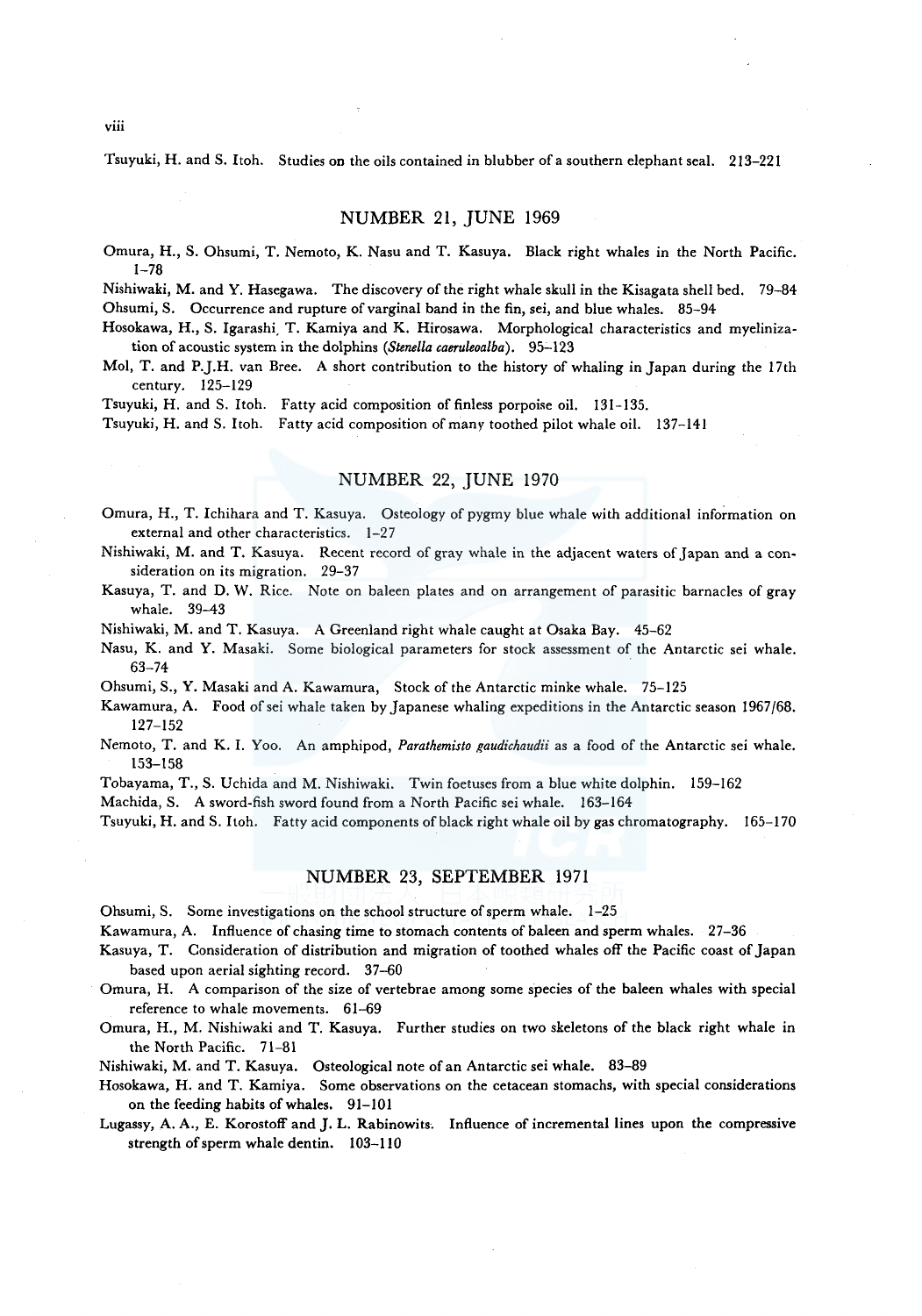Tsuyuki, H. and S. Itoh. Studies on the oils contained in blubber of a southern elephant seal. 213–221

## NUMBER 21, JUNE 1969

Omura, H., S. Ohsumi, T. Nemoto, K. Nasu and T. Kasuya. Black right whales in the North Pacific. 1–78

Nishiwaki, M. and Y. Hasegawa. The discovery of the right whale skull in the Kisagata shell bed. 79–84

Ohsumi, S. Occurrence and rupture of varginal band in the fin, sei, and blue whales. 85–94

Hosokawa, H., S. Igarashi, T. Kamiya and K. Hirosawa. Morphological characteristics and myelinization of acoustic system in the dolphins (*Stenella caeruleoalba*). 95–123

Mol, T. and P.J.H. van Bree. A short contribution to the history of whaling in Japan during the 17th century. 125–129

Tsuyuki, H. and S. Itoh. Fatty acid composition of finless porpoise oil. 131–135.

Tsuyuki, H. and S. Itoh. Fatty acid composition of many toothed pilot whale oil. 137–141

## NUMBER 22, JUNE 1970

Omura, H., T. Ichihara and T. Kasuya. Osteology of pygmy blue whale with additional information on external and other characteristics. 1–27

Nishiwaki, M. and T. Kasuya. Recent record of gray whale in the adjacent waters of Japan and a consideration on its migration. 29–37

Kasuya, T. and D. W. Rice. Note on baleen plates and on arrangement of parasitic barnacles of gray whale. 39–43

Nishiwaki, M. and T. Kasuya. A Greenland right whale caught at Osaka Bay. 45–62

Nasu, K. and Y. Masaki. Some biological parameters for stock assessment of the Antarctic sei whale. 63–74

Ohsumi, S., Y. Masaki and A. Kawamura, Stock of the Antarctic minke whale. 75–125

Kawamura, A. Food of sei whale taken by Japanese whaling expeditions in the Antarctic season 1967/68. 127–152

Nemoto, T. and K. I. Yoo. An amphipod, *Parathemisto gaudichaudii* as a food of the Antarctic sei whale. 153–158

Tobayama, T., S. Uchida and M. Nishiwaki. Twin foetuses from a blue white dolphin. 159–162

Machida, S. A sword-fish sword found from a North Pacific sei whale. 163–164

Tsuyuki, H. and S. Itoh. Fatty acid components of black right whale oil by gas chromatography. 165–170

## NUMBER 23, SEPTEMBER 1971

Ohsumi, S. Some investigations on the school structure of sperm whale. 1–25

Kawamura, A. Influence of chasing time to stomach contents of baleen and sperm whales. 27–36

Kasuya, T. Consideration of distribution and migration of toothed whales off the Pacific coast of Japan based upon aerial sighting record. 37–60

Omura, H. A comparison of the size of vertebrae among some species of the baleen whales with special reference to whale movements. 61–69

Omura, H., M. Nishiwaki and T. Kasuya. Further studies on two skeletons of the black right whale in the North Pacific. 71–81

Nishiwaki, M. and T. Kasuya. Osteological note of an Antarctic sei whale. 83–89

Hosokawa, H. and T. Kamiya. Some observations on the cetacean stomachs, with special considerations on the feeding habits of whales. 91–101

Lugassy, A. A., E. Korostoff and J. L. Rabinowits. Influence of incremental lines upon the compressive strength of sperm whale dentin. 103–110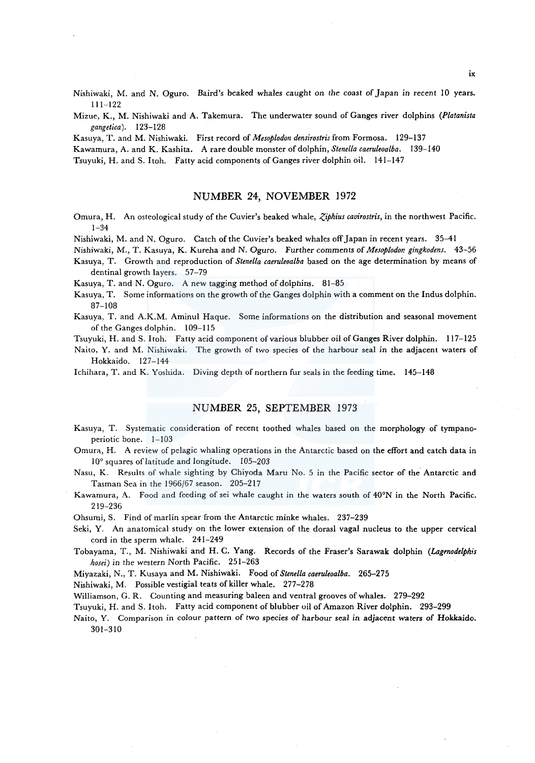Nishiwaki, M. and N. Oguro. Baird's beaked whales caught on the coast of Japan in recent 10 years. 111–122

Mizue, K., M. Nishiwaki and A. Takemura. The underwater sound of Ganges river dolphins (*Platanista gangetica*). 123–128

Kasuya, T. and M. Nishiwaki. First record of *Mesoplodon densirostris* from Formosa. 129–137

Kawamura, A. and K. Kashita. A rare double monster of dolphin, *Stenella caeruleoalba*. 139–140

Tsuyuki, H. and S. Itoh. Fatty acid components of Ganges river dolphin oil. 141–147

## NUMBER 24, NOVEMBER 1972

Omura, H. An osteological study of the Cuvier's beaked whale, *Ziphius cavirostris*, in the northwest Pacific. 1–34

Nishiwaki, M. and N. Oguro. Catch of the Cuvier's beaked whales off Japan in recent years. 35–41

Nishiwaki, M., T. Kasuya, K. Kureha and N. Oguro. Further comments of *Mesoplodon gingkodens*. 43–56

Kasuya, T. Growth and reproduction of *Stenella caeruleoalba* based on the age determination by means of dentinal growth layers. 57–79

Kasuya, T. and N. Oguro. A new tagging method of dolphins. 81–85

Kasuya, T. Some informations on the growth of the Ganges dolphin with a comment on the Indus dolphin. 87–108

Kasuya, T. and A.K.M. Aminul Haque. Some informations on the distribution and seasonal movement of the Ganges dolphin. 109–115

Tsuyuki, H. and S. Itoh. Fatty acid component of various blubber oil of Ganges River dolphin. 117–125

Naito, Y. and M. Nishiwaki. The growth of two species of the harbour seal in the adjacent waters of Hokkaido. 127–144

Ichihara, T. and K. Yoshida. Diving depth of northern fur seals in the feeding time. 145–148

## NUMBER 25, SEPTEMBER 1973

Kasuya, T. Systematic consideration of recent toothed whales based on the morphology of tympano-periotic bone. 1–103

Omura, H. A review of pelagic whaling operations in the Antarctic based on the effort and catch data in 10° squares of latitude and longitude. 105–203

Nasu, K. Results of whale sighting by Chiyoda Maru No. 5 in the Pacific sector of the Antarctic and Tasman Sea in the 1966/67 season. 205–217

Kawamura, A. Food and feeding of sei whale caught in the waters south of 40°N in the North Pacific. 219–236

Ohsumi, S. Find of marlin spear from the Antarctic minke whales. 237–239

Seki, Y. An anatomical study on the lower extension of the dorasl vagal nucleus to the upper cervical cord in the sperm whale. 241–249

Tobayama, T., M. Nishiwaki and H. C. Yang. Records of the Fraser's Sarawak dolphin (*Lagenodelphis hosei*) in the western North Pacific. 251–263

Miyazaki, N., T. Kusaya and M. Nishiwaki. Food of *Stenella caeruleoalba*. 265–275

Nishiwaki, M. Possible vestigial teats of killer whale. 277–278

Williamson, G. R. Counting and measuring baleen and ventral grooves of whales. 279–292

Tsuyuki, H. and S. Itoh. Fatty acid component of blubber oil of Amazon River dolphin. 293–299

Naito, Y. Comparison in colour pattern of two species of harbour seal in adjacent waters of Hokkaido. 301–310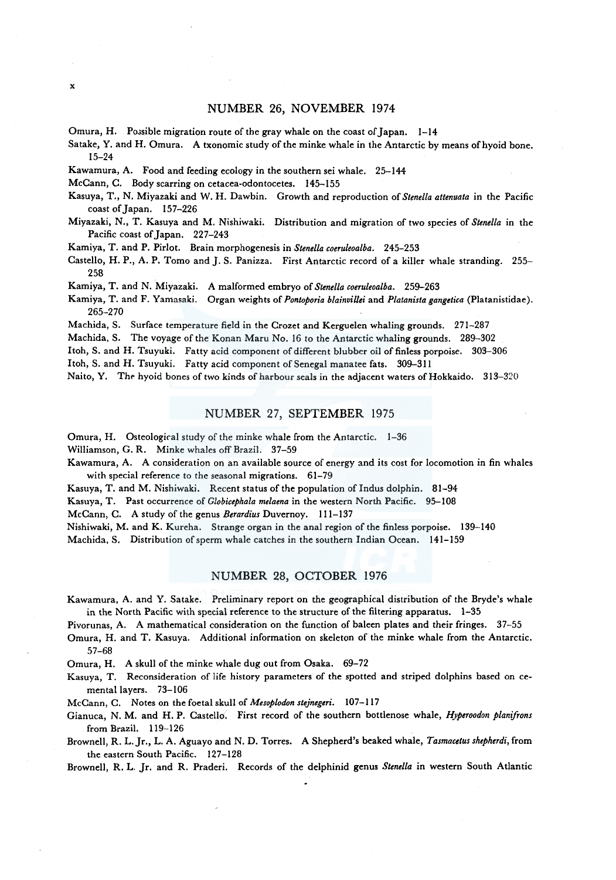## NUMBER 26, NOVEMBER 1974

Omura, H. Possible migration route of the gray whale on the coast of Japan. 1–14

Satake, Y. and H. Omura. A txonomic study of the minke whale in the Antarctic by means of hyoid bone. 15–24

Kawamura, A. Food and feeding ecology in the southern sei whale. 25–144

McCann, C. Body scarring on cetacea-odontocetes. 145–155

Kasuya, T., N. Miyazaki and W. H. Dawbin. Growth and reproduction of *Stenella attenuata* in the Pacific coast of Japan. 157–226

Miyazaki, N., T. Kasuya and M. Nishiwaki. Distribution and migration of two species of *Stenella* in the Pacific coast of Japan. 227–243

Kamiya, T. and P. Pirlot. Brain morphogenesis in *Stenella coeruleoalba*. 245–253

Castello, H. P., A. P. Tomo and J. S. Panizza. First Antarctic record of a killer whale stranding. 255–258

Kamiya, T. and N. Miyazaki. A malformed embryo of *Stenella coeruleoalba*. 259–263

Kamiya, T. and F. Yamasaki. Organ weights of *Pontoporia blainvillei* and *Platanista gangetica* (Platanistidae). 265–270

Machida, S. Surface temperature field in the Crozet and Kerguelen whaling grounds. 271–287

Machida, S. The voyage of the Konan Maru No. 16 to the Antarctic whaling grounds. 289–302

Itoh, S. and H. Tsuyuki. Fatty acid component of different blubber oil of finless porpoise. 303–306

Itoh, S. and H. Tsuyuki. Fatty acid component of Senegal manatee fats. 309–311

Naito, Y. The hyoid bones of two kinds of harbour seals in the adjacent waters of Hokkaido. 313–320

## NUMBER 27, SEPTEMBER 1975

Omura, H. Osteological study of the minke whale from the Antarctic. 1–36

Williamson, G. R. Minke whales off Brazil. 37–59

Kawamura, A. A consideration on an available source of energy and its cost for locomotion in fin whales with special reference to the seasonal migrations. 61–79

Kasuya, T. and M. Nishiwaki. Recent status of the population of Indus dolphin. 81–94

Kasuya, T. Past occurrence of *Globicephala melaena* in the western North Pacific. 95–108

McCann, C. A study of the genus *Berardius* Duvernoy. 111–137

Nishiwaki, M. and K. Kureha. Strange organ in the anal region of the finless porpoise. 139–140

Machida, S. Distribution of sperm whale catches in the southern Indian Ocean. 141–159

## NUMBER 28, OCTOBER 1976

Kawamura, A. and Y. Satake. Preliminary report on the geographical distribution of the Bryde's whale in the North Pacific with special reference to the structure of the filtering apparatus. 1–35

Pivorunas, A. A mathematical consideration on the function of baleen plates and their fringes. 37–55

Omura, H. and T. Kasuya. Additional information on skeleton of the minke whale from the Antarctic. 57–68

Omura, H. A skull of the minke whale dug out from Osaka. 69–72

Kasuya, T. Reconsideration of life history parameters of the spotted and striped dolphins based on cemental layers. 73–106

McCann, C. Notes on the foetal skull of *Mesoplodon stejnegeri*. 107–117

Gianuca, N. M. and H. P. Castello. First record of the southern bottlenose whale, *Hyperoodon planifrons* from Brazil. 119–126

Brownell, R. L. Jr., L. A. Aguayo and N. D. Torres. A Shepherd's beaked whale, *Tasmacetus shepherdi*, from the eastern South Pacific. 127–128

Brownell, R. L. Jr. and R. Praderi. Records of the delphinid genus *Stenella* in western South Atlantic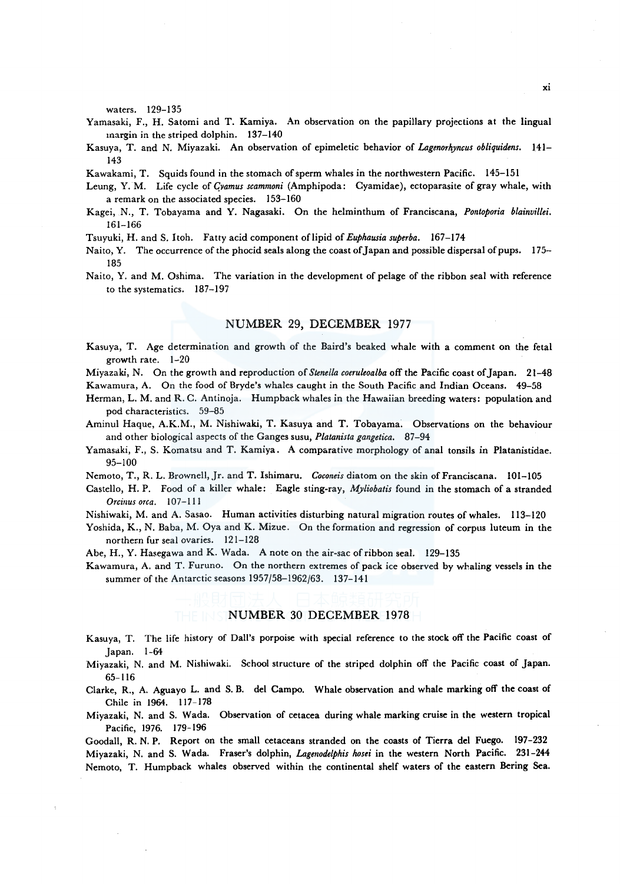waters. 129–135

Yamasaki, F., H. Satomi and T. Kamiya. An observation on the papillary projections at the lingual margin in the striped dolphin. 137–140

Kasuya, T. and N. Miyazaki. An observation of epimeletic behavior of *Lagenorhyncus obliquidens*. 141–143

Kawakami, T. Squids found in the stomach of sperm whales in the northwestern Pacific. 145–151

Leung, Y. M. Life cycle of *Cyamus scammoni* (Amphipoda: Cyamidae), ectoparasite of gray whale, with a remark on the associated species. 153–160

Kagei, N., T. Tobayama and Y. Nagasaki. On the helminthum of Franciscana, *Pontoporia blainvillei*. 161–166

Tsuyuki, H. and S. Itoh. Fatty acid component of lipid of *Euphausia superba*. 167–174

Naito, Y. The occurrence of the phocid seals along the coast of Japan and possible dispersal of pups. 175–185

Naito, Y. and M. Oshima. The variation in the development of pelage of the ribbon seal with reference to the systematics. 187–197

## NUMBER 29, DECEMBER 1977

Kasuya, T. Age determination and growth of the Baird's beaked whale with a comment on the fetal growth rate. 1–20

Miyazaki, N. On the growth and reproduction of *Stenella coeruleoalba* off the Pacific coast of Japan. 21–48

Kawamura, A. On the food of Bryde's whales caught in the South Pacific and Indian Oceans. 49–58

Herman, L. M. and R. C. Antinoja. Humpback whales in the Hawaiian breeding waters: population and pod characteristics. 59–85

Aminul Haque, A.K.M., M. Nishiwaki, T. Kasuya and T. Tobayama. Observations on the behaviour and other biological aspects of the Ganges susu, *Platanista gangetica*. 87–94

Yamasaki, F., S. Komatsu and T. Kamiya. A comparative morphology of anal tonsils in Platanistidae. 95–100

Nemoto, T., R. L. Brownell, Jr. and T. Ishimaru. *Coconeis* diatom on the skin of Franciscana. 101–105

Castello, H. P. Food of a killer whale: Eagle sting-ray, *Myliobatis* found in the stomach of a stranded *Orcinus orca*. 107–111

Nishiwaki, M. and A. Sasao. Human activities disturbing natural migration routes of whales. 113–120

Yoshida, K., N. Baba, M. Oya and K. Mizue. On the formation and regression of corpus luteum in the northern fur seal ovaries. 121–128

Abe, H., Y. Hasegawa and K. Wada. A note on the air-sac of ribbon seal. 129–135

Kawamura, A. and T. Furuno. On the northern extremes of pack ice observed by whaling vessels in the summer of the Antarctic seasons 1957/58–1962/63. 137–141

## NUMBER 30 DECEMBER 1978

Kasuya, T. The life history of Dall's porpoise with special reference to the stock off the Pacific coast of Japan. 1-64

Miyazaki, N. and M. Nishiwaki. School structure of the striped dolphin off the Pacific coast of Japan. 65-116

Clarke, R., A. Aguayo L. and S. B. del Campo. Whale observation and whale marking off the coast of Chile in 1964. 117-178

Miyazaki, N. and S. Wada. Observation of cetacea during whale marking cruise in the western tropical Pacific, 1976. 179-196

Goodall, R. N. P. Report on the small cetaceans stranded on the coasts of Tierra del Fuego. 197-232

Miyazaki, N. and S. Wada. Fraser's dolphin, *Lagenodelphis hosei* in the western North Pacific. 231-244

Nemoto, T. Humpback whales observed within the continental shelf waters of the eastern Bering Sea.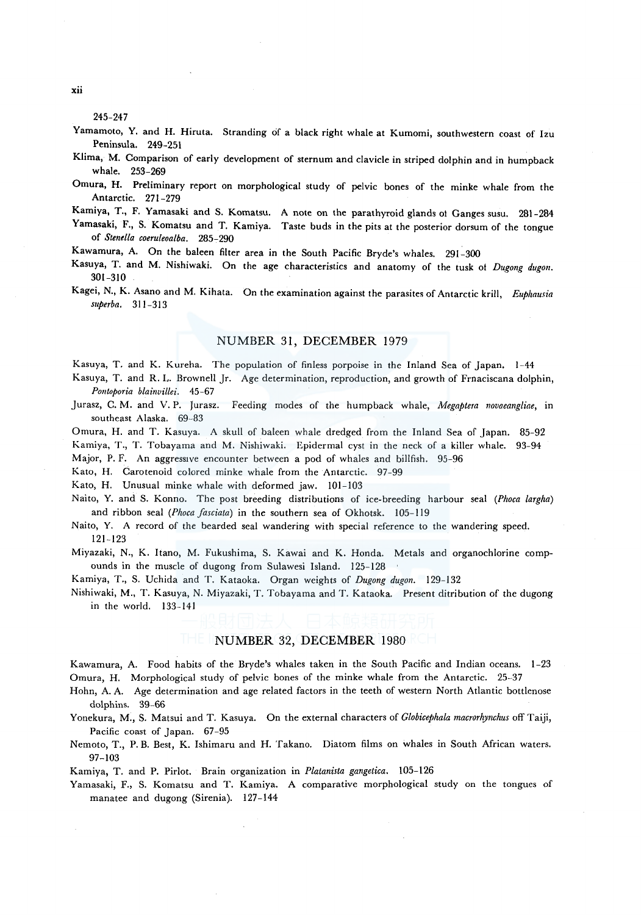245–247

Yamamoto, Y. and H. Hiruta. Stranding of a black right whale at Kumomi, southwestern coast of Izu Peninsula. 249–251

Klima, M. Comparison of early development of sternum and clavicle in striped dolphin and in humpback whale. 253–269

Omura, H. Preliminary report on morphological study of pelvic bones of the minke whale from the Antarctic. 271–279

Kamiya, T., F. Yamasaki and S. Komatsu. A note on the parathyroid glands ot Ganges susu. 281–284

Yamasaki, F., S. Komatsu and T. Kamiya. Taste buds in the pits at the posterior dorsum of the tongue of *Stenella coeruleoalba*. 285–290

Kawamura, A. On the baleen filter area in the South Pacific Bryde's whales. 291–300

Kasuya, T. and M. Nishiwaki. On the age characteristics and anatomy of the tusk ot *Dugong dugon*. 301–310

Kagei, N., K. Asano and M. Kihata. On the examination against the parasites of Antarctic krill, *Euphausia superba*. 311–313

## NUMBER 31, DECEMBER 1979

Kasuya, T. and K. Kureha. The population of finless porpoise in the Inland Sea of Japan. 1–44

Kasuya, T. and R. L. Brownell Jr. Age determination, reproduction, and growth of Frnaciscana dolphin, *Pontoporia blainvillei*. 45–67

Jurasz, C. M. and V. P. Jurasz. Feeding modes of the humpback whale, *Megaptera novaeangliae*, in southeast Alaska. 69–83

Omura, H. and T. Kasuya. A skull of baleen whale dredged from the Inland Sea of Japan. 85–92

Kamiya, T., T. Tobayama and M. Nishiwaki. Epidermal cyst in the neck of a killer whale. 93–94

Major, P. F. An aggressive encounter between a pod of whales and billfish. 95–96

Kato, H. Carotenoid colored minke whale from the Antarctic. 97–99

Kato, H. Unusual minke whale with deformed jaw. 101–103

Naito, Y. and S. Konno. The post breeding distributions of ice-breeding harbour seal (*Phoca largha*) and ribbon seal (*Phoca fasciata*) in the southern sea of Okhotsk. 105–119

Naito, Y. A record of the bearded seal wandering with special reference to the wandering speed. 121–123

Miyazaki, N., K. Itano, M. Fukushima, S. Kawai and K. Honda. Metals and organochlorine compounds in the muscle of dugong from Sulawesi Island. 125–128

Kamiya, T., S. Uchida and T. Kataoka. Organ weights of *Dugong dugon*. 129–132

Nishiwaki, M., T. Kasuya, N. Miyazaki, T. Tobayama and T. Kataoka. Present ditribution of the dugong in the world. 133–141

## NUMBER 32, DECEMBER 1980

Kawamura, A. Food habits of the Bryde's whales taken in the South Pacific and Indian oceans. 1–23

Omura, H. Morphological study of pelvic bones of the minke whale from the Antarctic. 25–37

Hohn, A. A. Age determination and age related factors in the teeth of western North Atlantic bottlenose dolphins. 39–66

Yonekura, M., S. Matsui and T. Kasuya. On the external characters of *Globicephala macrorhynchus* off Taiji, Pacific coast of Japan. 67–95

Nemoto, T., P. B. Best, K. Ishimaru and H. Takano. Diatom films on whales in South African waters. 97–103

Kamiya, T. and P. Pirlot. Brain organization in *Platanista gangetica*. 105–126

Yamasaki, F., S. Komatsu and T. Kamiya. A comparative morphological study on the tongues of manatee and dugong (Sirenia). 127–144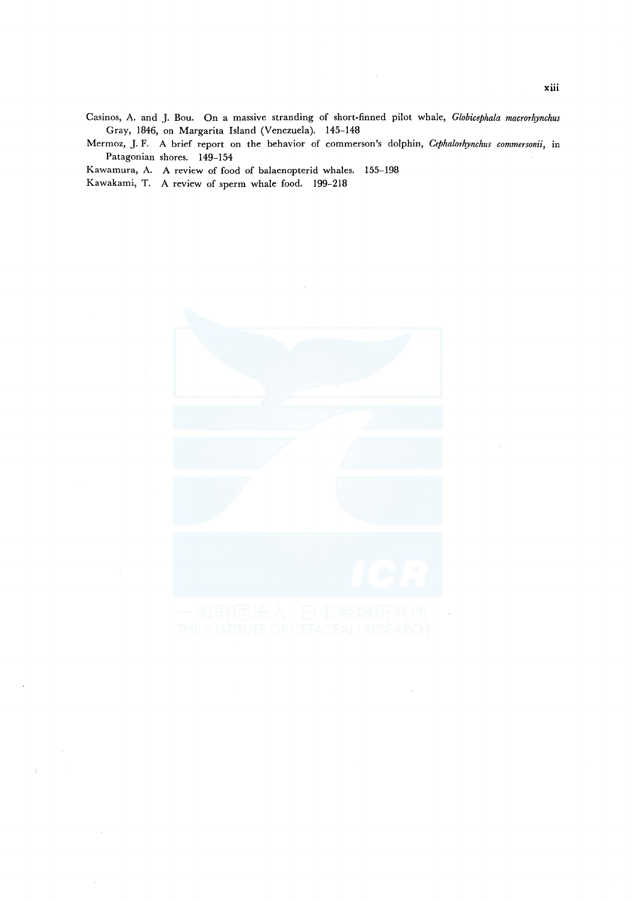Casinos, A. and J. Bou. On a massive stranding of short-finned pilot whale, *Globicephala macrorhynchus* Gray, 1846, on Margarita Island (Venezuela). 145–148

Mermoz, J. F. A brief report on the behavior of commerson's dolphin, *Cephalorhynchus commersonii*, in Patagonian shores. 149–154

Kawamura, A. A review of food of balaenopterid whales. 155–198

Kawakami, T. A review of sperm whale food. 199–218